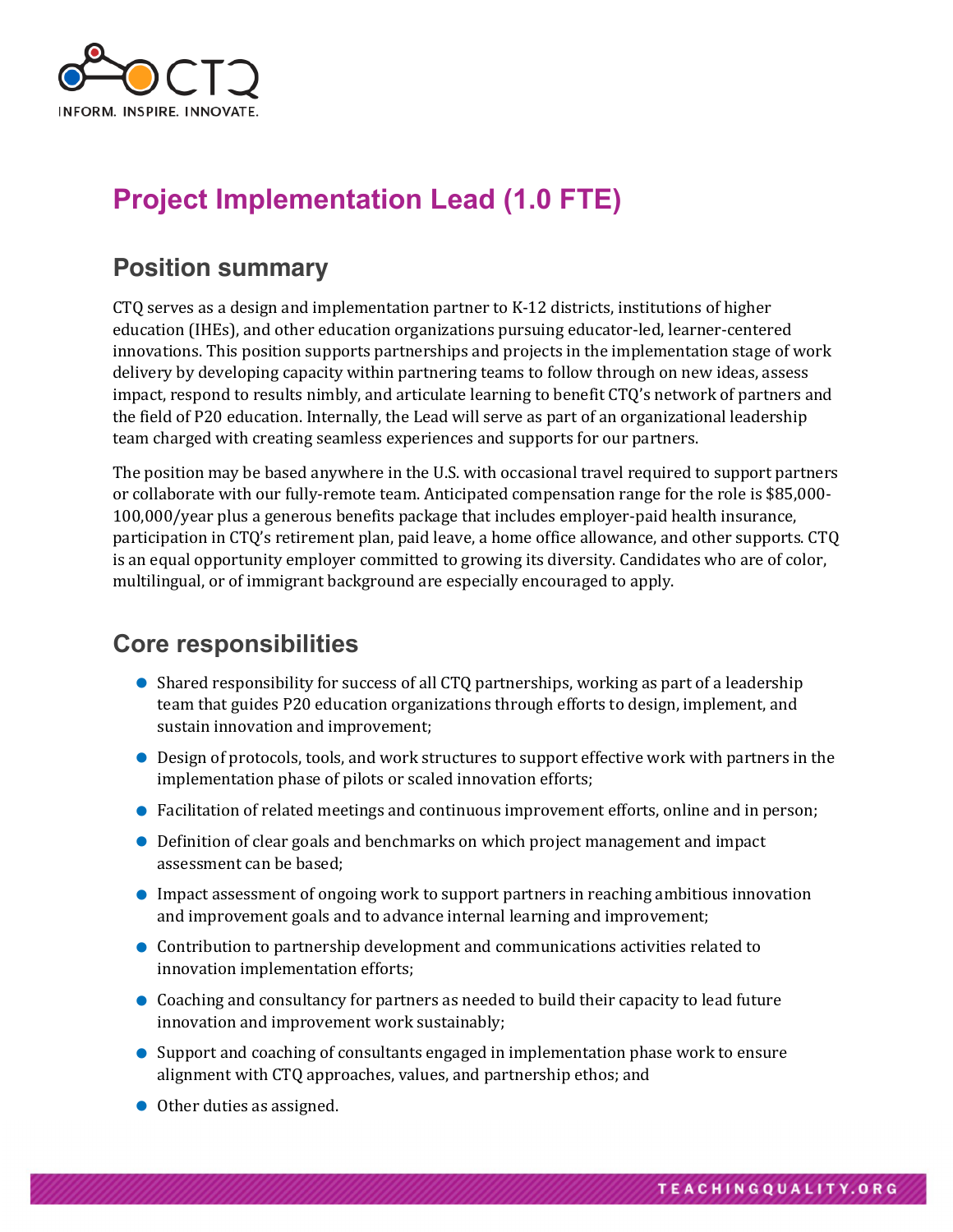# Project Implementation Lead (1.0 FTE)

## Position summary

CTQ serves as a design and implementation partner to K-12 districts, institutions of higher education (IHEs), and other education organizations pursuing educator-led, learner-centered innovations. This position supports partnerships and projects in the implementation stage of work delivery by developing capacity within partnering teams to follow through on new ideas, assess impact, respond to results nimbly, and articulate learning to benefit CTQ's network of partners and the field of P20 education. Internally, the Lead will serve as part of an organizational leadership team charged with creating seamless experiences and supports for our partners.

The position may be based anywhere in the U.S. with occasional travel required to support partners or collaborate with our fully-remote team. Anticipated compensation range for the role is $85,000-100,000/year plus a generous benefits package that includes employer-paid health insurance, participation in CTQ's retirement plan, paid leave, a home office allowance, and other supports. CTQ is an equal opportunity employer committed to growing its diversity. Candidates who are of color, multilingual, or of immigrant background are especially encouraged to apply.

## Core responsibilities

- Shared responsibility for success of all CTQ partnerships, working as part of a leadership team that guides P20 education organizations through efforts to design, implement, and sustain innovation and improvement;
- Design of protocols, tools, and work structures to support effective work with partners in the implementation phase of pilots or scaled innovation efforts;
- Facilitation of related meetings and continuous improvement efforts, online and in person;
- Definition of clear goals and benchmarks on which project management and impact assessment can be based;
- Impact assessment of ongoing work to support partners in reaching ambitious innovation and improvement goals and to advance internal learning and improvement;
- Contribution to partnership development and communications activities related to innovation implementation efforts;
- Coaching and consultancy for partners as needed to build their capacity to lead future innovation and improvement work sustainably;
- Support and coaching of consultants engaged in implementation phase work to ensure alignment with CTQ approaches, values, and partnership ethos; and
- Other duties as assigned.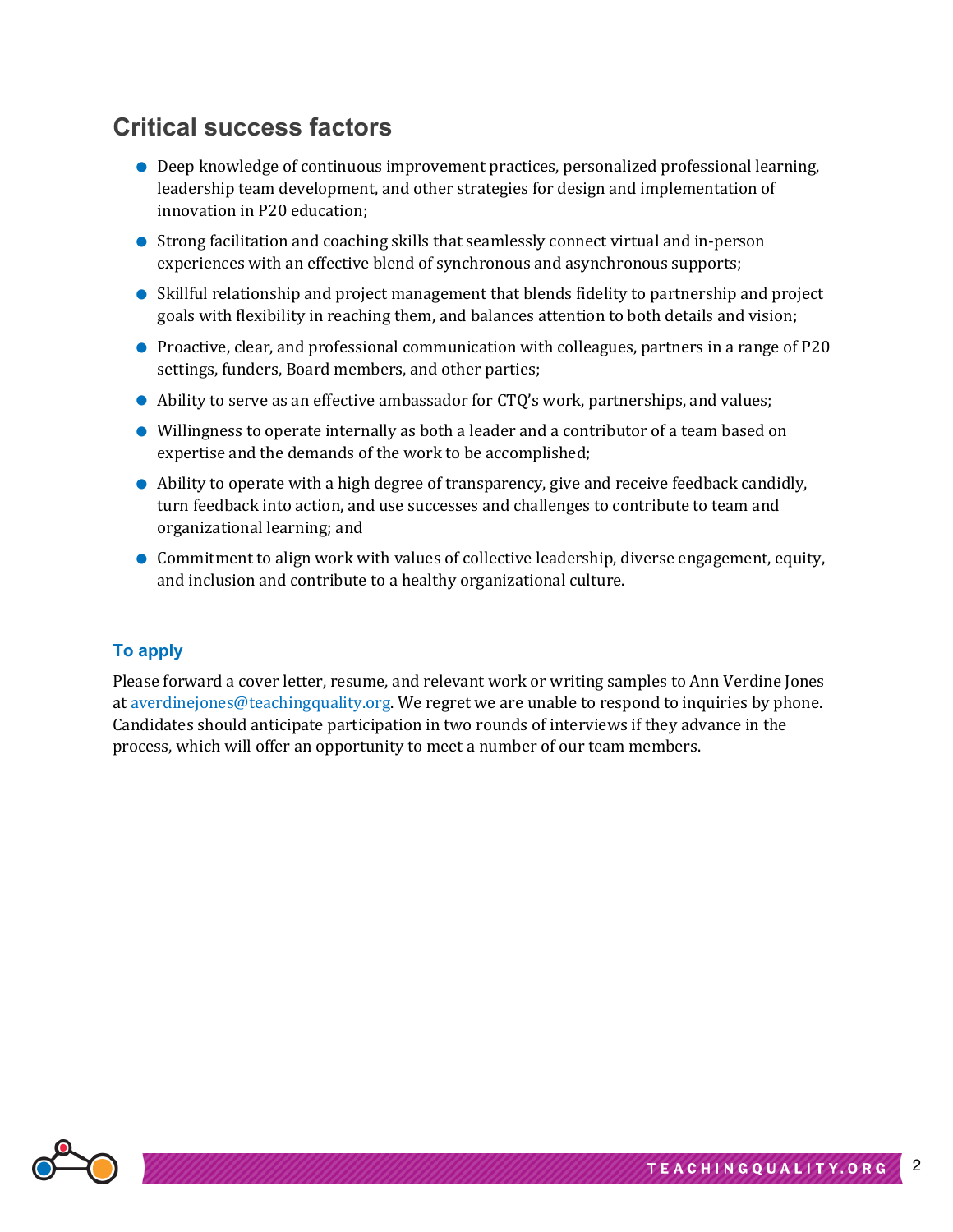## Critical success factors

- Deep knowledge of continuous improvement practices, personalized professional learning, leadership team development, and other strategies for design and implementation of innovation in P20 education;
- Strong facilitation and coaching skills that seamlessly connect virtual and in-person experiences with an effective blend of synchronous and asynchronous supports;
- Skillful relationship and project management that blends fidelity to partnership and project goals with flexibility in reaching them, and balances attention to both details and vision;
- Proactive, clear, and professional communication with colleagues, partners in a range of P20 settings, funders, Board members, and other parties;
- Ability to serve as an effective ambassador for CTQ's work, partnerships, and values;
- Willingness to operate internally as both a leader and a contributor of a team based on expertise and the demands of the work to be accomplished;
- Ability to operate with a high degree of transparency, give and receive feedback candidly, turn feedback into action, and use successes and challenges to contribute to team and organizational learning; and
- Commitment to align work with values of collective leadership, diverse engagement, equity, and inclusion and contribute to a healthy organizational culture.

### To apply

Please forward a cover letter, resume, and relevant work or writing samples to Ann Verdine Jones at averdinejones@teachingquality.org. We regret we are unable to respond to inquiries by phone. Candidates should anticipate participation in two rounds of interviews if they advance in the process, which will offer an opportunity to meet a number of our team members.